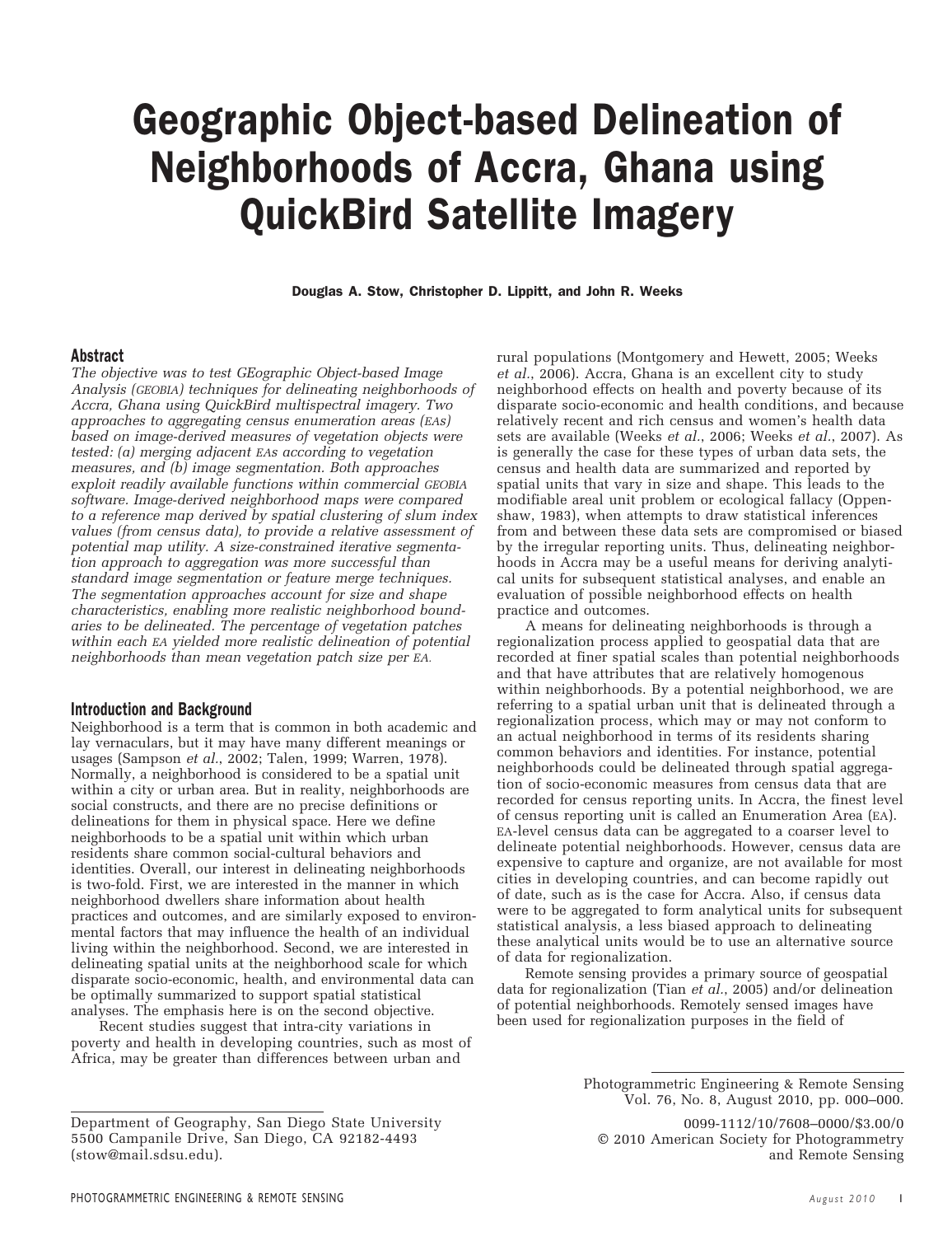# Geographic Object-based Delineation of Neighborhoods of Accra, Ghana using QuickBird Satellite Imagery

**Douglas A. Stow, Christopher D. Lippitt, and John R. Weeks**

## Abstract

*The objective was to test GEographic Object-based Image Analysis (GEOBIA) techniques for delineating neighborhoods of Accra, Ghana using QuickBird multispectral imagery. Two approaches to aggregating census enumeration areas (EAs) based on image-derived measures of vegetation objects were tested: (a) merging adjacent EAs according to vegetation measures, and (b) image segmentation. Both approaches exploit readily available functions within commercial GEOBIA software. Image-derived neighborhood maps were compared to a reference map derived by spatial clustering of slum index values (from census data), to provide a relative assessment of potential map utility. A size-constrained iterative segmentation approach to aggregation was more successful than standard image segmentation or feature merge techniques. The segmentation approaches account for size and shape characteristics, enabling more realistic neighborhood boundaries to be delineated. The percentage of vegetation patches within each EA yielded more realistic delineation of potential neighborhoods than mean vegetation patch size per EA.*

## Introduction and Background

Neighborhood is a term that is common in both academic and lay vernaculars, but it may have many different meanings or usages (Sampson *et al.*, 2002; Talen, 1999; Warren, 1978). Normally, a neighborhood is considered to be a spatial unit within a city or urban area. But in reality, neighborhoods are social constructs, and there are no precise definitions or delineations for them in physical space. Here we define neighborhoods to be a spatial unit within which urban residents share common social-cultural behaviors and identities. Overall, our interest in delineating neighborhoods is two-fold. First, we are interested in the manner in which neighborhood dwellers share information about health practices and outcomes, and are similarly exposed to environmental factors that may influence the health of an individual living within the neighborhood. Second, we are interested in delineating spatial units at the neighborhood scale for which disparate socio-economic, health, and environmental data can be optimally summarized to support spatial statistical analyses. The emphasis here is on the second objective.

Recent studies suggest that intra-city variations in poverty and health in developing countries, such as most of Africa, may be greater than differences between urban and rural populations (Montgomery and Hewett, 2005; Weeks *et al.*, 2006). Accra, Ghana is an excellent city to study neighborhood effects on health and poverty because of its disparate socio-economic and health conditions, and because relatively recent and rich census and women's health data sets are available (Weeks *et al.*, 2006; Weeks *et al.*, 2007). As is generally the case for these types of urban data sets, the census and health data are summarized and reported by spatial units that vary in size and shape. This leads to the modifiable areal unit problem or ecological fallacy (Openshaw, 1983), when attempts to draw statistical inferences from and between these data sets are compromised or biased by the irregular reporting units. Thus, delineating neighborhoods in Accra may be a useful means for deriving analytical units for subsequent statistical analyses, and enable an evaluation of possible neighborhood effects on health practice and outcomes.

A means for delineating neighborhoods is through a regionalization process applied to geospatial data that are recorded at finer spatial scales than potential neighborhoods and that have attributes that are relatively homogenous within neighborhoods. By a potential neighborhood, we are referring to a spatial urban unit that is delineated through a regionalization process, which may or may not conform to an actual neighborhood in terms of its residents sharing common behaviors and identities. For instance, potential neighborhoods could be delineated through spatial aggregation of socio-economic measures from census data that are recorded for census reporting units. In Accra, the finest level of census reporting unit is called an Enumeration Area (EA). EA-level census data can be aggregated to a coarser level to delineate potential neighborhoods. However, census data are expensive to capture and organize, are not available for most cities in developing countries, and can become rapidly out of date, such as is the case for Accra. Also, if census data were to be aggregated to form analytical units for subsequent statistical analysis, a less biased approach to delineating these analytical units would be to use an alternative source of data for regionalization.

Remote sensing provides a primary source of geospatial data for regionalization (Tian *et al.*, 2005) and/or delineation of potential neighborhoods. Remotely sensed images have been used for regionalization purposes in the field of

Department of Geography, San Diego State University 5500 Campanile Drive, San Diego, CA 92182-4493 (stow@mail.sdsu.edu).

Photogrammetric Engineering & Remote Sensing Vol. 76, No. 8, August 2010, pp. 000–000.

0099-1112/10/7608–0000/$3.00/0
© 2010 American Society for Photogrammetry and Remote Sensing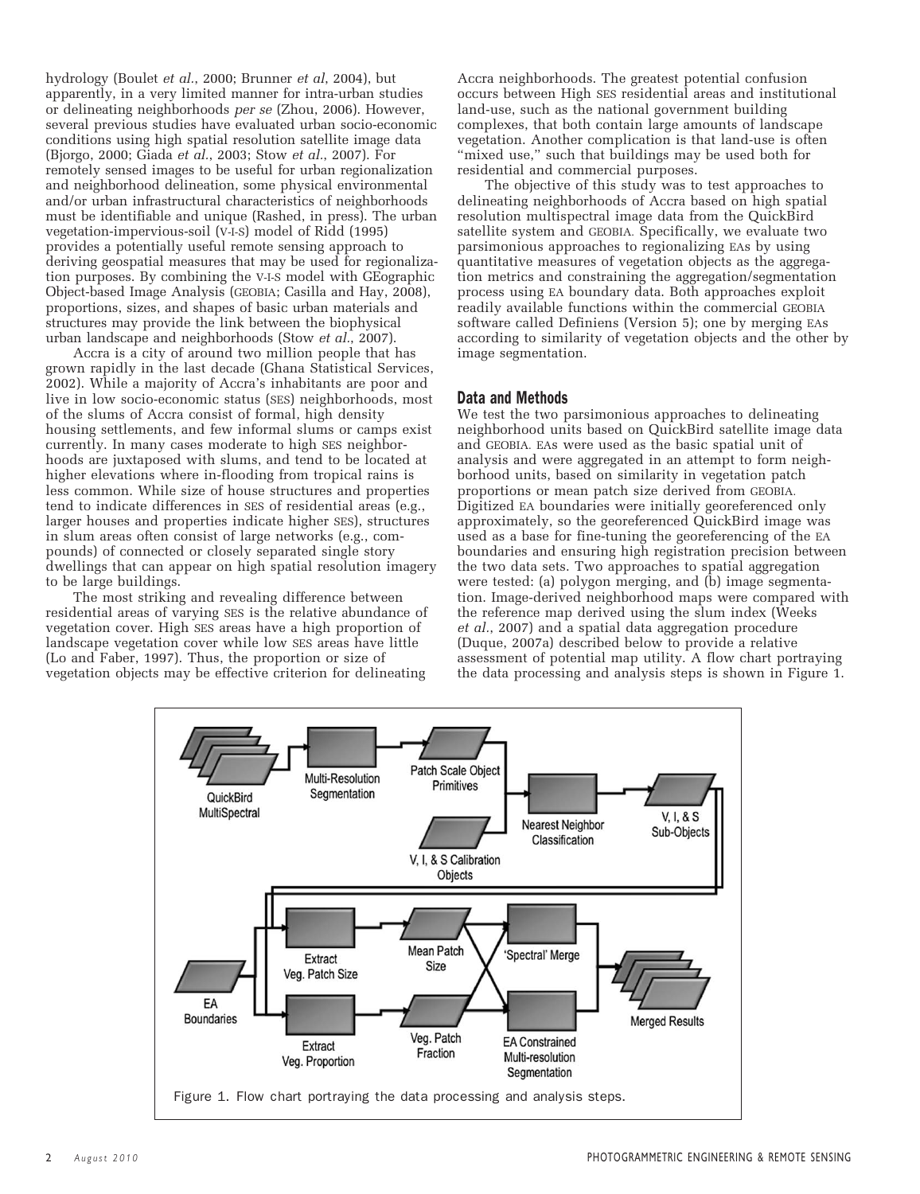hydrology (Boulet *et al.*, 2000; Brunner *et al*, 2004), but apparently, in a very limited manner for intra-urban studies or delineating neighborhoods *per se* (Zhou, 2006). However, several previous studies have evaluated urban socio-economic conditions using high spatial resolution satellite image data (Bjorgo, 2000; Giada *et al.*, 2003; Stow *et al.*, 2007). For remotely sensed images to be useful for urban regionalization and neighborhood delineation, some physical environmental and/or urban infrastructural characteristics of neighborhoods must be identifiable and unique (Rashed, in press). The urban vegetation-impervious-soil (V-I-S) model of Ridd (1995) provides a potentially useful remote sensing approach to deriving geospatial measures that may be used for regionalization purposes. By combining the V-I-S model with GEographic Object-based Image Analysis (GEOBIA; Casilla and Hay, 2008), proportions, sizes, and shapes of basic urban materials and structures may provide the link between the biophysical urban landscape and neighborhoods (Stow *et al.*, 2007).

Accra is a city of around two million people that has grown rapidly in the last decade (Ghana Statistical Services, 2002). While a majority of Accra's inhabitants are poor and live in low socio-economic status (SES) neighborhoods, most of the slums of Accra consist of formal, high density housing settlements, and few informal slums or camps exist currently. In many cases moderate to high SES neighborhoods are juxtaposed with slums, and tend to be located at higher elevations where in-flooding from tropical rains is less common. While size of house structures and properties tend to indicate differences in SES of residential areas (e.g., larger houses and properties indicate higher SES), structures in slum areas often consist of large networks (e.g., compounds) of connected or closely separated single story dwellings that can appear on high spatial resolution imagery to be large buildings.

The most striking and revealing difference between residential areas of varying SES is the relative abundance of vegetation cover. High SES areas have a high proportion of landscape vegetation cover while low SES areas have little (Lo and Faber, 1997). Thus, the proportion or size of vegetation objects may be effective criterion for delineating Accra neighborhoods. The greatest potential confusion occurs between High SES residential areas and institutional land-use, such as the national government building complexes, that both contain large amounts of landscape vegetation. Another complication is that land-use is often "mixed use," such that buildings may be used both for residential and commercial purposes.

The objective of this study was to test approaches to delineating neighborhoods of Accra based on high spatial resolution multispectral image data from the QuickBird satellite system and GEOBIA. Specifically, we evaluate two parsimonious approaches to regionalizing EAs by using quantitative measures of vegetation objects as the aggregation metrics and constraining the aggregation/segmentation process using EA boundary data. Both approaches exploit readily available functions within the commercial GEOBIA software called Definiens (Version 5); one by merging EAs according to similarity of vegetation objects and the other by image segmentation.

## Data and Methods

We test the two parsimonious approaches to delineating neighborhood units based on QuickBird satellite image data and GEOBIA. EAs were used as the basic spatial unit of analysis and were aggregated in an attempt to form neighborhood units, based on similarity in vegetation patch proportions or mean patch size derived from GEOBIA. Digitized EA boundaries were initially georeferenced only approximately, so the georeferenced QuickBird image was used as a base for fine-tuning the georeferencing of the EA boundaries and ensuring high registration precision between the two data sets. Two approaches to spatial aggregation were tested: (a) polygon merging, and (b) image segmentation. Image-derived neighborhood maps were compared with the reference map derived using the slum index (Weeks *et al.*, 2007) and a spatial data aggregation procedure (Duque, 2007a) described below to provide a relative assessment of potential map utility. A flow chart portraying the data processing and analysis steps is shown in Figure 1.

Figure 1. Flow chart portraying the data processing and analysis steps.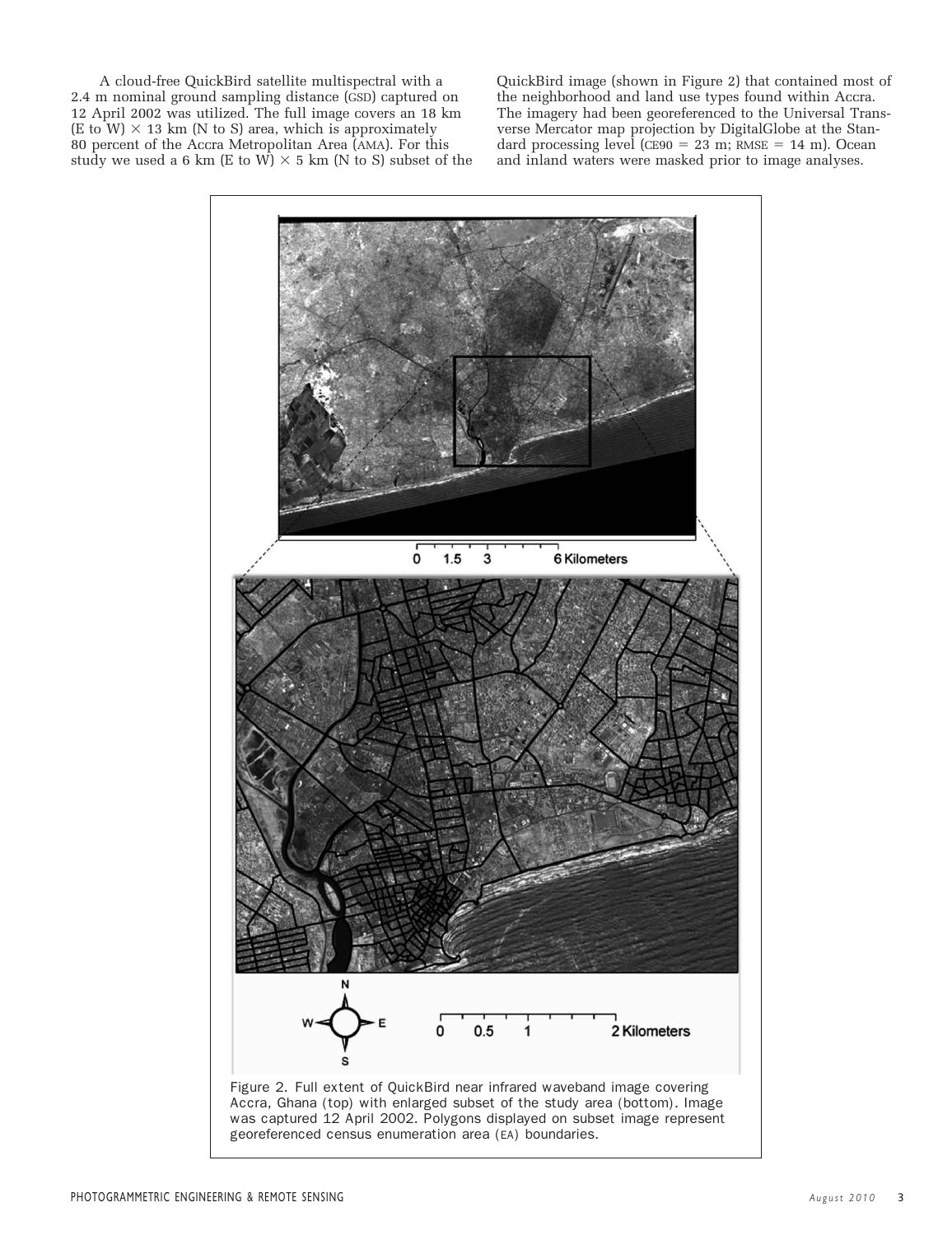A cloud-free QuickBird satellite multispectral with a 2.4 m nominal ground sampling distance (GSD) captured on 12 April 2002 was utilized. The full image covers an 18 km (E to W) × 13 km (N to S) area, which is approximately 80 percent of the Accra Metropolitan Area (AMA). For this study we used a 6 km (E to W) × 5 km (N to S) subset of the QuickBird image (shown in Figure 2) that contained most of the neighborhood and land use types found within Accra. The imagery had been georeferenced to the Universal Transverse Mercator map projection by DigitalGlobe at the Standard processing level (CE90 = 23 m; RMSE = 14 m). Ocean and inland waters were masked prior to image analyses.

Figure 2. Full extent of QuickBird near infrared waveband image covering Accra, Ghana (top) with enlarged subset of the study area (bottom). Image was captured 12 April 2002. Polygons displayed on subset image represent georeferenced census enumeration area (EA) boundaries.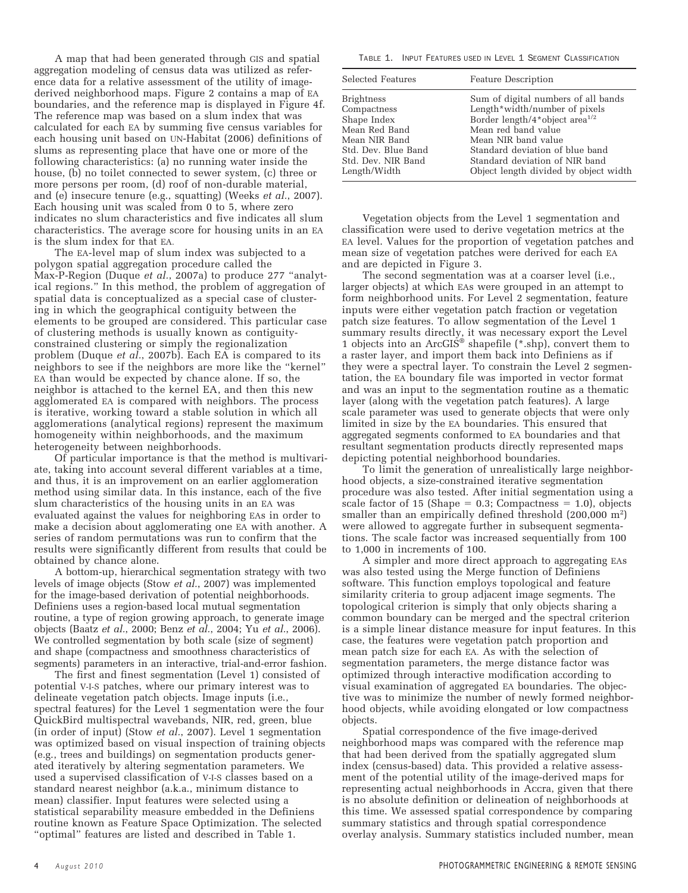A map that had been generated through GIS and spatial aggregation modeling of census data was utilized as reference data for a relative assessment of the utility of image-derived neighborhood maps. Figure 2 contains a map of EA boundaries, and the reference map is displayed in Figure 4f. The reference map was based on a slum index that was calculated for each EA by summing five census variables for each housing unit based on UN-Habitat (2006) definitions of slums as representing place that have one or more of the following characteristics: (a) no running water inside the house, (b) no toilet connected to sewer system, (c) three or more persons per room, (d) roof of non-durable material, and (e) insecure tenure (e.g., squatting) (Weeks *et al.*, 2007). Each housing unit was scaled from 0 to 5, where zero indicates no slum characteristics and five indicates all slum characteristics. The average score for housing units in an EA is the slum index for that EA.

The EA-level map of slum index was subjected to a polygon spatial aggregation procedure called the Max-P-Region (Duque *et al.*, 2007a) to produce 277 "analytical regions." In this method, the problem of aggregation of spatial data is conceptualized as a special case of clustering in which the geographical contiguity between the elements to be grouped are considered. This particular case of clustering methods is usually known as contiguity-constrained clustering or simply the regionalization problem (Duque *et al.*, 2007b). Each EA is compared to its neighbors to see if the neighbors are more like the "kernel" EA than would be expected by chance alone. If so, the neighbor is attached to the kernel EA, and then this new agglomerated EA is compared with neighbors. The process is iterative, working toward a stable solution in which all agglomerations (analytical regions) represent the maximum homogeneity within neighborhoods, and the maximum heterogeneity between neighborhoods.

Of particular importance is that the method is multivariate, taking into account several different variables at a time, and thus, it is an improvement on an earlier agglomeration method using similar data. In this instance, each of the five slum characteristics of the housing units in an EA was evaluated against the values for neighboring EAs in order to make a decision about agglomerating one EA with another. A series of random permutations was run to confirm that the results were significantly different from results that could be obtained by chance alone.

A bottom-up, hierarchical segmentation strategy with two levels of image objects (Stow *et al.*, 2007) was implemented for the image-based derivation of potential neighborhoods. Definiens uses a region-based local mutual segmentation routine, a type of region growing approach, to generate image objects (Baatz *et al.*, 2000; Benz *et al.*, 2004; Yu *et al.*, 2006). We controlled segmentation by both scale (size of segment) and shape (compactness and smoothness characteristics of segments) parameters in an interactive, trial-and-error fashion.

The first and finest segmentation (Level 1) consisted of potential V-I-S patches, where our primary interest was to delineate vegetation patch objects. Image inputs (i.e., spectral features) for the Level 1 segmentation were the four QuickBird multispectral wavebands, NIR, red, green, blue (in order of input) (Stow *et al.*, 2007). Level 1 segmentation was optimized based on visual inspection of training objects (e.g., trees and buildings) on segmentation products generated iteratively by altering segmentation parameters. We used a supervised classification of V-I-S classes based on a standard nearest neighbor (a.k.a., minimum distance to mean) classifier. Input features were selected using a statistical separability measure embedded in the Definiens routine known as Feature Space Optimization. The selected "optimal" features are listed and described in Table 1.

TABLE 1. INPUT FEATURES USED IN LEVEL 1 SEGMENT CLASSIFICATION

| Selected Features | Feature Description |
|---|---|
| Brightness | Sum of digital numbers of all bands |
| Compactness | Length*width/number of pixels |
| Shape Index | Border length/4*object area$^{1/2}$ |
| Mean Red Band | Mean red band value |
| Mean NIR Band | Mean NIR band value |
| Std. Dev. Blue Band | Standard deviation of blue band |
| Std. Dev. NIR Band | Standard deviation of NIR band |
| Length/Width | Object length divided by object width |

Vegetation objects from the Level 1 segmentation and classification were used to derive vegetation metrics at the EA level. Values for the proportion of vegetation patches and mean size of vegetation patches were derived for each EA and are depicted in Figure 3.

The second segmentation was at a coarser level (i.e., larger objects) at which EAs were grouped in an attempt to form neighborhood units. For Level 2 segmentation, feature inputs were either vegetation patch fraction or vegetation patch size features. To allow segmentation of the Level 1 summary results directly, it was necessary export the Level 1 objects into an ArcGIS® shapefile (*.shp), convert them to a raster layer, and import them back into Definiens as if they were a spectral layer. To constrain the Level 2 segmentation, the EA boundary file was imported in vector format and was an input to the segmentation routine as a thematic layer (along with the vegetation patch features). A large scale parameter was used to generate objects that were only limited in size by the EA boundaries. This ensured that aggregated segments conformed to EA boundaries and that resultant segmentation products directly represented maps depicting potential neighborhood boundaries.

To limit the generation of unrealistically large neighborhood objects, a size-constrained iterative segmentation procedure was also tested. After initial segmentation using a scale factor of 15 (Shape = 0.3; Compactness = 1.0), objects smaller than an empirically defined threshold (200,000 m$^2$) were allowed to aggregate further in subsequent segmentations. The scale factor was increased sequentially from 100 to 1,000 in increments of 100.

A simpler and more direct approach to aggregating EAs was also tested using the Merge function of Definiens software. This function employs topological and feature similarity criteria to group adjacent image segments. The topological criterion is simply that only objects sharing a common boundary can be merged and the spectral criterion is a simple linear distance measure for input features. In this case, the features were vegetation patch proportion and mean patch size for each EA. As with the selection of segmentation parameters, the merge distance factor was optimized through interactive modification according to visual examination of aggregated EA boundaries. The objective was to minimize the number of newly formed neighborhood objects, while avoiding elongated or low compactness objects.

Spatial correspondence of the five image-derived neighborhood maps was compared with the reference map that had been derived from the spatially aggregated slum index (census-based) data. This provided a relative assessment of the potential utility of the image-derived maps for representing actual neighborhoods in Accra, given that there is no absolute definition or delineation of neighborhoods at this time. We assessed spatial correspondence by comparing summary statistics and through spatial correspondence overlay analysis. Summary statistics included number, mean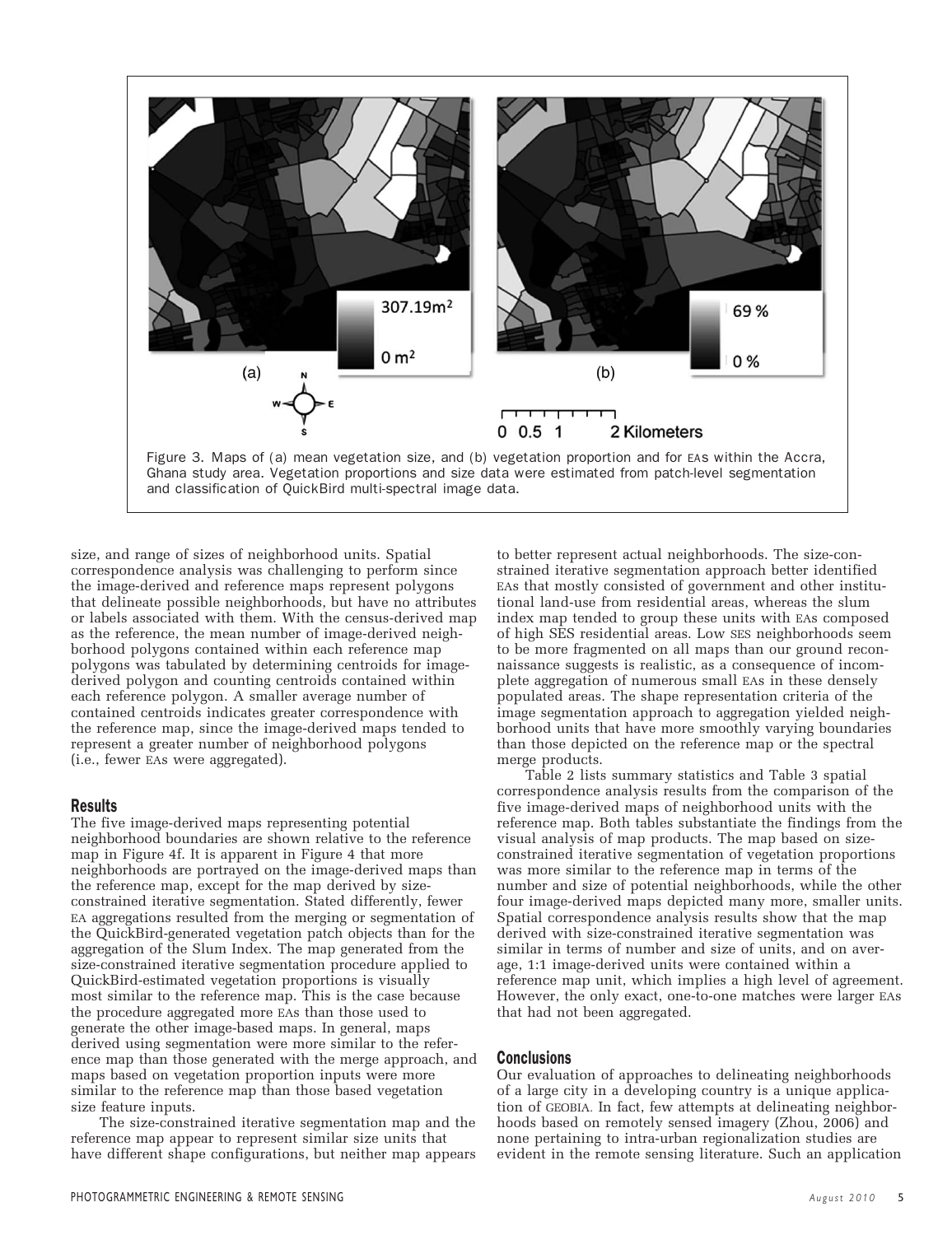Figure 3. Maps of (a) mean vegetation size, and (b) vegetation proportion and for EAs within the Accra, Ghana study area. Vegetation proportions and size data were estimated from patch-level segmentation and classification of QuickBird multi-spectral image data.

size, and range of sizes of neighborhood units. Spatial correspondence analysis was challenging to perform since the image-derived and reference maps represent polygons that delineate possible neighborhoods, but have no attributes or labels associated with them. With the census-derived map as the reference, the mean number of image-derived neighborhood polygons contained within each reference map polygons was tabulated by determining centroids for image-derived polygon and counting centroids contained within each reference polygon. A smaller average number of contained centroids indicates greater correspondence with the reference map, since the image-derived maps tended to represent a greater number of neighborhood polygons (i.e., fewer EAs were aggregated).

## Results

The five image-derived maps representing potential neighborhood boundaries are shown relative to the reference map in Figure 4f. It is apparent in Figure 4 that more neighborhoods are portrayed on the image-derived maps than the reference map, except for the map derived by size-constrained iterative segmentation. Stated differently, fewer EA aggregations resulted from the merging or segmentation of the QuickBird-generated vegetation patch objects than for the aggregation of the Slum Index. The map generated from the size-constrained iterative segmentation procedure applied to QuickBird-estimated vegetation proportions is visually most similar to the reference map. This is the case because the procedure aggregated more EAs than those used to generate the other image-based maps. In general, maps derived using segmentation were more similar to the reference map than those generated with the merge approach, and maps based on vegetation proportion inputs were more similar to the reference map than those based vegetation size feature inputs.

The size-constrained iterative segmentation map and the reference map appear to represent similar size units that have different shape configurations, but neither map appears to better represent actual neighborhoods. The size-constrained iterative segmentation approach better identified EAs that mostly consisted of government and other institutional land-use from residential areas, whereas the slum index map tended to group these units with EAs composed of high SES residential areas. Low SES neighborhoods seem to be more fragmented on all maps than our ground reconnaissance suggests is realistic, as a consequence of incomplete aggregation of numerous small EAs in these densely populated areas. The shape representation criteria of the image segmentation approach to aggregation yielded neighborhood units that have more smoothly varying boundaries than those depicted on the reference map or the spectral merge products.

Table 2 lists summary statistics and Table 3 spatial correspondence analysis results from the comparison of the five image-derived maps of neighborhood units with the reference map. Both tables substantiate the findings from the visual analysis of map products. The map based on size-constrained iterative segmentation of vegetation proportions was more similar to the reference map in terms of the number and size of potential neighborhoods, while the other four image-derived maps depicted many more, smaller units. Spatial correspondence analysis results show that the map derived with size-constrained iterative segmentation was similar in terms of number and size of units, and on average, 1:1 image-derived units were contained within a reference map unit, which implies a high level of agreement. However, the only exact, one-to-one matches were larger EAs that had not been aggregated.

## Conclusions

Our evaluation of approaches to delineating neighborhoods of a large city in a developing country is a unique application of GEOBIA. In fact, few attempts at delineating neighborhoods based on remotely sensed imagery (Zhou, 2006) and none pertaining to intra-urban regionalization studies are evident in the remote sensing literature. Such an application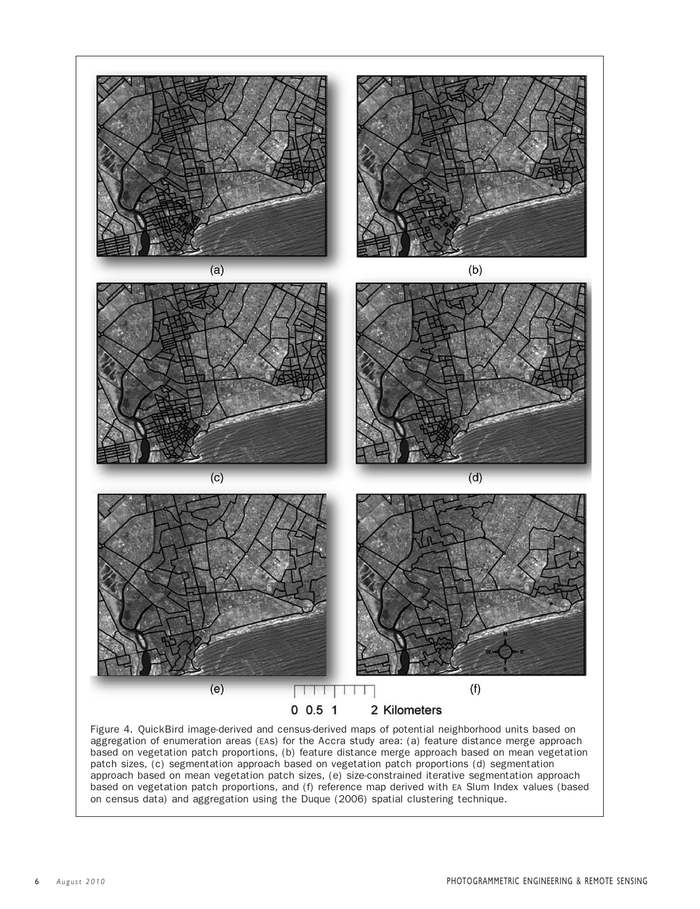Figure 4. QuickBird image-derived and census-derived maps of potential neighborhood units based on aggregation of enumeration areas (EAS) for the Accra study area: (a) feature distance merge approach based on vegetation patch proportions, (b) feature distance merge approach based on mean vegetation patch sizes, (c) segmentation approach based on vegetation patch proportions (d) segmentation approach based on mean vegetation patch sizes, (e) size-constrained iterative segmentation approach based on vegetation patch proportions, and (f) reference map derived with EA Slum Index values (based on census data) and aggregation using the Duque (2006) spatial clustering technique.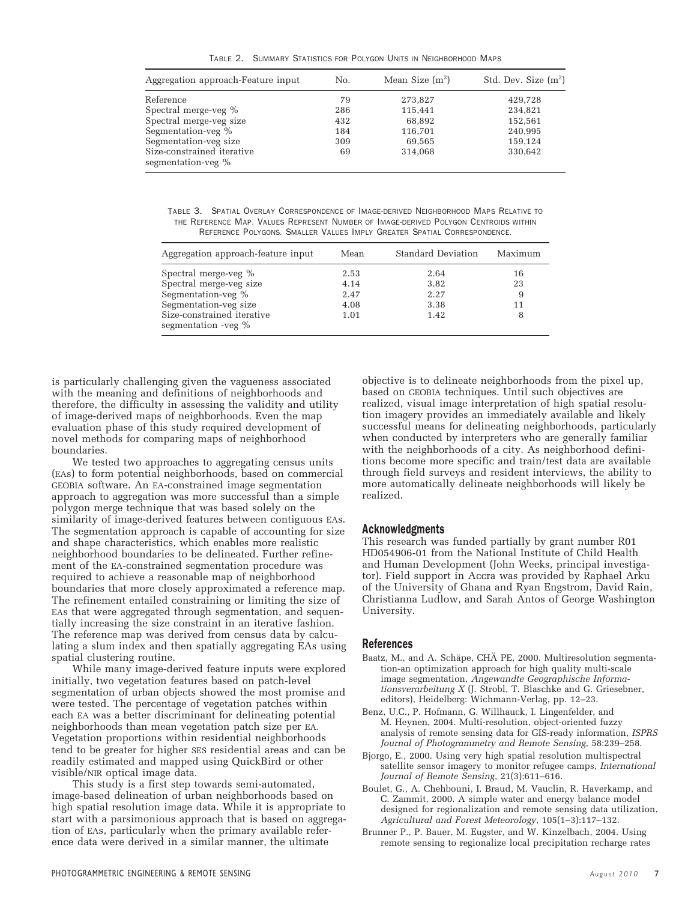Table 2. Summary Statistics for Polygon Units in Neighborhood Maps

| Aggregation approach-Feature input | No. | Mean Size (m²) | Std. Dev. Size (m²) |
|---|---|---|---|
| Reference | 79 | 273,827 | 429,728 |
| Spectral merge-veg % | 286 | 115,441 | 234,821 |
| Spectral merge-veg size | 432 | 68,892 | 152,561 |
| Segmentation-veg % | 184 | 116,701 | 240,995 |
| Segmentation-veg size | 309 | 69,565 | 159,124 |
| Size-constrained iterative segmentation-veg % | 69 | 314,068 | 330,642 |

Table 3. Spatial Overlay Correspondence of Image-derived Neighborhood Maps Relative to the Reference Map. Values Represent Number of Image-derived Polygon Centroids within Reference Polygons. Smaller Values Imply Greater Spatial Correspondence.

| Aggregation approach-feature input | Mean | Standard Deviation | Maximum |
|---|---|---|---|
| Spectral merge-veg % | 2.53 | 2.64 | 16 |
| Spectral merge-veg size | 4.14 | 3.82 | 23 |
| Segmentation-veg % | 2.47 | 2.27 | 9 |
| Segmentation-veg size | 4.08 | 3.38 | 11 |
| Size-constrained iterative segmentation -veg % | 1.01 | 1.42 | 8 |

is particularly challenging given the vagueness associated with the meaning and definitions of neighborhoods and therefore, the difficulty in assessing the validity and utility of image-derived maps of neighborhoods. Even the map evaluation phase of this study required development of novel methods for comparing maps of neighborhood boundaries.

We tested two approaches to aggregating census units (EAs) to form potential neighborhoods, based on commercial GEOBIA software. An EA-constrained image segmentation approach to aggregation was more successful than a simple polygon merge technique that was based solely on the similarity of image-derived features between contiguous EAs. The segmentation approach is capable of accounting for size and shape characteristics, which enables more realistic neighborhood boundaries to be delineated. Further refinement of the EA-constrained segmentation procedure was required to achieve a reasonable map of neighborhood boundaries that more closely approximated a reference map. The refinement entailed constraining or limiting the size of EAs that were aggregated through segmentation, and sequentially increasing the size constraint in an iterative fashion. The reference map was derived from census data by calculating a slum index and then spatially aggregating EAs using spatial clustering routine.

While many image-derived feature inputs were explored initially, two vegetation features based on patch-level segmentation of urban objects showed the most promise and were tested. The percentage of vegetation patches within each EA was a better discriminant for delineating potential neighborhoods than mean vegetation patch size per EA. Vegetation proportions within residential neighborhoods tend to be greater for higher SES residential areas and can be readily estimated and mapped using QuickBird or other visible/NIR optical image data.

This study is a first step towards semi-automated, image-based delineation of urban neighborhoods based on high spatial resolution image data. While it is appropriate to start with a parsimonious approach that is based on aggregation of EAs, particularly when the primary available reference data were derived in a similar manner, the ultimate objective is to delineate neighborhoods from the pixel up, based on GEOBIA techniques. Until such objectives are realized, visual image interpretation of high spatial resolution imagery provides an immediately available and likely successful means for delineating neighborhoods, particularly when conducted by interpreters who are generally familiar with the neighborhoods of a city. As neighborhood definitions become more specific and train/test data are available through field surveys and resident interviews, the ability to more automatically delineate neighborhoods will likely be realized.

## Acknowledgments

This research was funded partially by grant number R01 HD054906-01 from the National Institute of Child Health and Human Development (John Weeks, principal investigator). Field support in Accra was provided by Raphael Arku of the University of Ghana and Ryan Engstrom, David Rain, Christianna Ludlow, and Sarah Antos of George Washington University.

## References

Baatz, M., and A. Schäpe, CHÄ PE, 2000. Multiresolution segmentation-an optimization approach for high quality multi-scale image segmentation, *Angewandte Geographische Informationsverarbeitung X* (J. Strobl, T. Blaschke and G. Griesebner, editors), Heidelberg: Wichmann-Verlag, pp. 12–23.

Benz, U.C., P. Hofmann, G. Willhauck, I. Lingenfelder, and M. Heynen, 2004. Multi-resolution, object-oriented fuzzy analysis of remote sensing data for GIS-ready information, *ISPRS Journal of Photogrammetry and Remote Sensing*, 58:239–258.

Bjorgo, E., 2000. Using very high spatial resolution multispectral satellite sensor imagery to monitor refugee camps, *International Journal of Remote Sensing*, 21(3):611–616.

Boulet, G., A. Chehbouni, I. Braud, M. Vauclin, R. Haverkamp, and C. Zammit, 2000. A simple water and energy balance model designed for regionalization and remote sensing data utilization, *Agricultural and Forest Meteorology*, 105(1–3):117–132.

Brunner P., P. Bauer, M. Eugster, and W. Kinzelbach, 2004. Using remote sensing to regionalize local precipitation recharge rates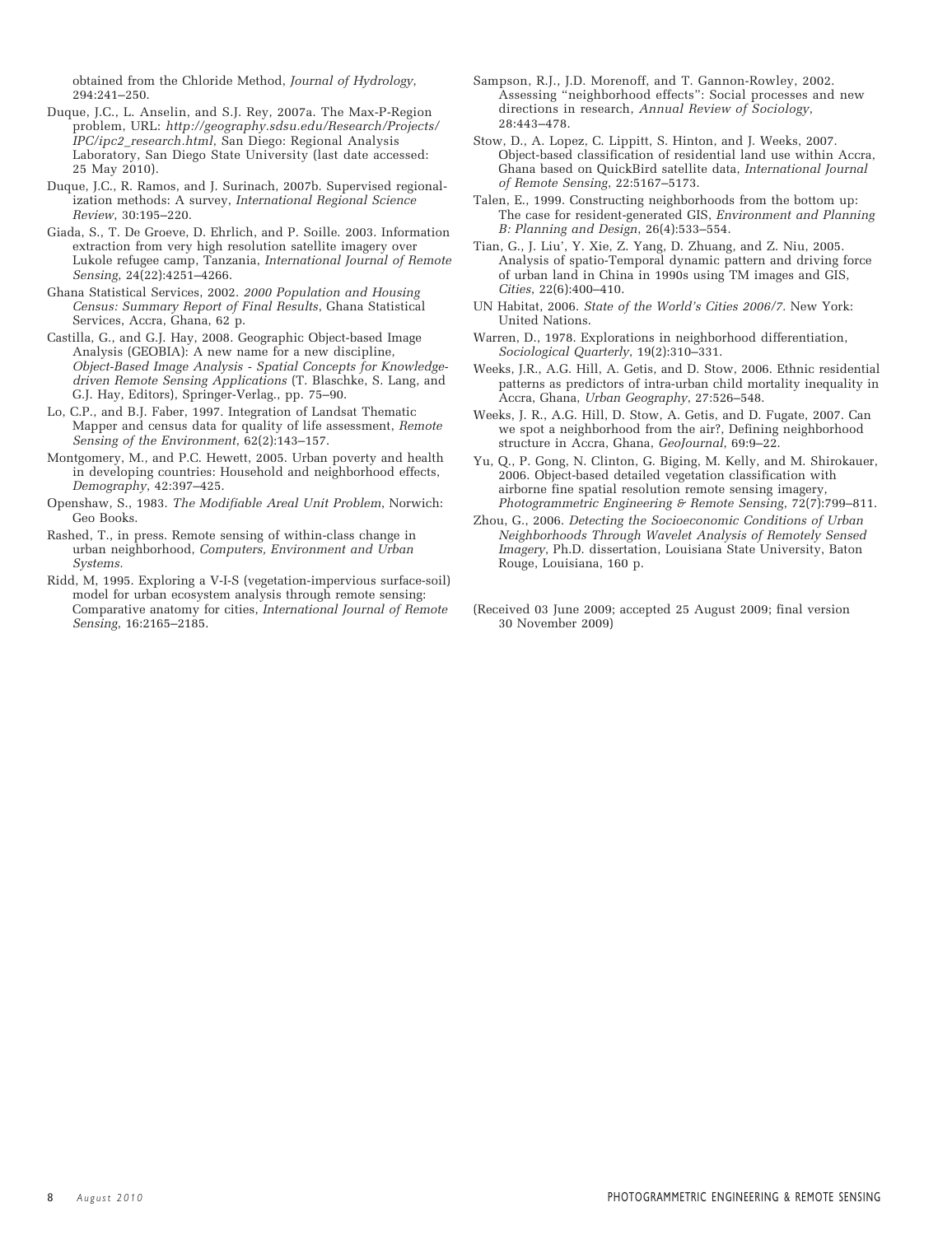obtained from the Chloride Method, *Journal of Hydrology*, 294:241–250.

Duque, J.C., L. Anselin, and S.J. Rey, 2007a. The Max-P-Region problem, URL: *http://geography.sdsu.edu/Research/Projects/IPC/ipc2_research.html*, San Diego: Regional Analysis Laboratory, San Diego State University (last date accessed: 25 May 2010).

Duque, J.C., R. Ramos, and J. Surinach, 2007b. Supervised regionalization methods: A survey, *International Regional Science Review*, 30:195–220.

Giada, S., T. De Groeve, D. Ehrlich, and P. Soille. 2003. Information extraction from very high resolution satellite imagery over Lukole refugee camp, Tanzania, *International Journal of Remote Sensing*, 24(22):4251–4266.

Ghana Statistical Services, 2002. *2000 Population and Housing Census: Summary Report of Final Results*, Ghana Statistical Services, Accra, Ghana, 62 p.

Castilla, G., and G.J. Hay, 2008. Geographic Object-based Image Analysis (GEOBIA): A new name for a new discipline, *Object-Based Image Analysis - Spatial Concepts for Knowledge-driven Remote Sensing Applications* (T. Blaschke, S. Lang, and G.J. Hay, Editors), Springer-Verlag., pp. 75–90.

Lo, C.P., and B.J. Faber, 1997. Integration of Landsat Thematic Mapper and census data for quality of life assessment, *Remote Sensing of the Environment*, 62(2):143–157.

Montgomery, M., and P.C. Hewett, 2005. Urban poverty and health in developing countries: Household and neighborhood effects, *Demography*, 42:397–425.

Openshaw, S., 1983. *The Modifiable Areal Unit Problem*, Norwich: Geo Books.

Rashed, T., in press. Remote sensing of within-class change in urban neighborhood, *Computers, Environment and Urban Systems*.

Ridd, M, 1995. Exploring a V-I-S (vegetation-impervious surface-soil) model for urban ecosystem analysis through remote sensing: Comparative anatomy for cities, *International Journal of Remote Sensing*, 16:2165–2185.

Sampson, R.J., J.D. Morenoff, and T. Gannon-Rowley, 2002. Assessing "neighborhood effects": Social processes and new directions in research, *Annual Review of Sociology*, 28:443–478.

Stow, D., A. Lopez, C. Lippitt, S. Hinton, and J. Weeks, 2007. Object-based classification of residential land use within Accra, Ghana based on QuickBird satellite data, *International Journal of Remote Sensing*, 22:5167–5173.

Talen, E., 1999. Constructing neighborhoods from the bottom up: The case for resident-generated GIS, *Environment and Planning B: Planning and Design*, 26(4):533–554.

Tian, G., J. Liu', Y. Xie, Z. Yang, D. Zhuang, and Z. Niu, 2005. Analysis of spatio-Temporal dynamic pattern and driving force of urban land in China in 1990s using TM images and GIS, *Cities*, 22(6):400–410.

UN Habitat, 2006. *State of the World's Cities 2006/7*. New York: United Nations.

Warren, D., 1978. Explorations in neighborhood differentiation, *Sociological Quarterly*, 19(2):310–331.

Weeks, J.R., A.G. Hill, A. Getis, and D. Stow, 2006. Ethnic residential patterns as predictors of intra-urban child mortality inequality in Accra, Ghana, *Urban Geography*, 27:526–548.

Weeks, J. R., A.G. Hill, D. Stow, A. Getis, and D. Fugate, 2007. Can we spot a neighborhood from the air?, Defining neighborhood structure in Accra, Ghana, *GeoJournal*, 69:9–22.

Yu, Q., P. Gong, N. Clinton, G. Biging, M. Kelly, and M. Shirokauer, 2006. Object-based detailed vegetation classification with airborne fine spatial resolution remote sensing imagery, *Photogrammetric Engineering & Remote Sensing*, 72(7):799–811.

Zhou, G., 2006. *Detecting the Socioeconomic Conditions of Urban Neighborhoods Through Wavelet Analysis of Remotely Sensed Imagery*, Ph.D. dissertation, Louisiana State University, Baton Rouge, Louisiana, 160 p.

(Received 03 June 2009; accepted 25 August 2009; final version 30 November 2009)